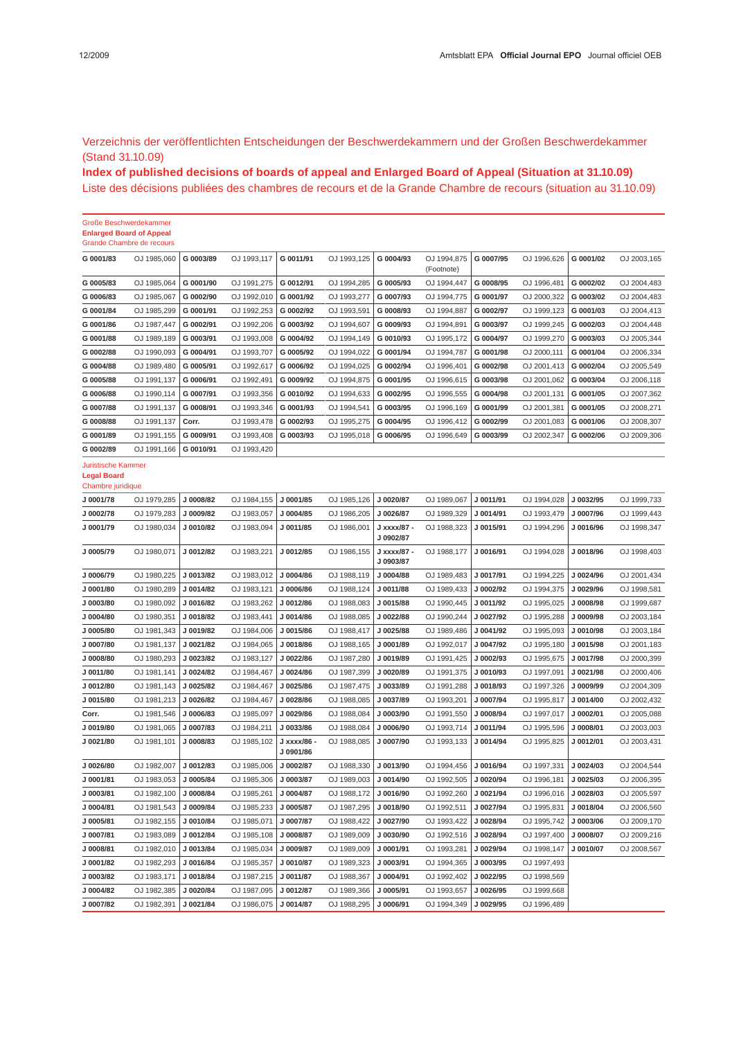Verzeichnis der veröffentlichten Entscheidungen der Beschwerdekammern und der Großen Beschwerdekammer (Stand 31.10.09)

**Index of published decisions of boards of appeal and Enlarged Board of Appeal (Situation at 31.10.09)**

Liste des décisions publiées des chambres de recours et de la Grande Chambre de recours (situation au 31.10.09)

Große Beschwerdekammer
**Enlarged Board of Appeal**
Grande Chambre de recours

| | | | | | | | | | | | |
|---|---|---|---|---|---|---|---|---|---|---|---|
| **G 0001/83** | OJ 1985,060 | **G 0003/89** | OJ 1993,117 | **G 0011/91** | OJ 1993,125 | **G 0004/93** | OJ 1994,875 (Footnote) | **G 0007/95** | OJ 1996,626 | **G 0001/02** | OJ 2003,165 |
| **G 0005/83** | OJ 1985,064 | **G 0001/90** | OJ 1991,275 | **G 0012/91** | OJ 1994,285 | **G 0005/93** | OJ 1994,447 | **G 0008/95** | OJ 1996,481 | **G 0002/02** | OJ 2004,483 |
| **G 0006/83** | OJ 1985,067 | **G 0002/90** | OJ 1992,010 | **G 0001/92** | OJ 1993,277 | **G 0007/93** | OJ 1994,775 | **G 0001/97** | OJ 2000,322 | **G 0003/02** | OJ 2004,483 |
| **G 0001/84** | OJ 1985,299 | **G 0001/91** | OJ 1992,253 | **G 0002/92** | OJ 1993,591 | **G 0008/93** | OJ 1994,887 | **G 0002/97** | OJ 1999,123 | **G 0001/03** | OJ 2004,413 |
| **G 0001/86** | OJ 1987,447 | **G 0002/91** | OJ 1992,206 | **G 0003/92** | OJ 1994,607 | **G 0009/93** | OJ 1994,891 | **G 0003/97** | OJ 1999,245 | **G 0002/03** | OJ 2004,448 |
| **G 0001/88** | OJ 1989,189 | **G 0003/91** | OJ 1993,008 | **G 0004/92** | OJ 1994,149 | **G 0010/93** | OJ 1995,172 | **G 0004/97** | OJ 1999,270 | **G 0003/03** | OJ 2005,344 |
| **G 0002/88** | OJ 1990,093 | **G 0004/91** | OJ 1993,707 | **G 0005/92** | OJ 1994,022 | **G 0001/94** | OJ 1994,787 | **G 0001/98** | OJ 2000,111 | **G 0001/04** | OJ 2006,334 |
| **G 0004/88** | OJ 1989,480 | **G 0005/91** | OJ 1992,617 | **G 0006/92** | OJ 1994,025 | **G 0002/94** | OJ 1996,401 | **G 0002/98** | OJ 2001,413 | **G 0002/04** | OJ 2005,549 |
| **G 0005/88** | OJ 1991,137 | **G 0006/91** | OJ 1992,491 | **G 0009/92** | OJ 1994,875 | **G 0001/95** | OJ 1996,615 | **G 0003/98** | OJ 2001,062 | **G 0003/04** | OJ 2006,118 |
| **G 0006/88** | OJ 1990,114 | **G 0007/91** | OJ 1993,356 | **G 0010/92** | OJ 1994,633 | **G 0002/95** | OJ 1996,555 | **G 0004/98** | OJ 2001,131 | **G 0001/05** | OJ 2007,362 |
| **G 0007/88** | OJ 1991,137 | **G 0008/91** | OJ 1993,346 | **G 0001/93** | OJ 1994,541 | **G 0003/95** | OJ 1996,169 | **G 0001/99** | OJ 2001,381 | **G 0001/05** | OJ 2008,271 |
| **G 0008/88** | OJ 1991,137 | **Corr.** | OJ 1993,478 | **G 0002/93** | OJ 1995,275 | **G 0004/95** | OJ 1996,412 | **G 0002/99** | OJ 2001,083 | **G 0001/06** | OJ 2008,307 |
| **G 0001/89** | OJ 1991,155 | **G 0009/91** | OJ 1993,408 | **G 0003/93** | OJ 1995,018 | **G 0006/95** | OJ 1996,649 | **G 0003/99** | OJ 2002,347 | **G 0002/06** | OJ 2009,306 |
| **G 0002/89** | OJ 1991,166 | **G 0010/91** | OJ 1993,420 | | | | | | | | |

Juristische Kammer
**Legal Board**
Chambre juridique

| | | | | | | | | | | | |
|---|---|---|---|---|---|---|---|---|---|---|---|
| **J 0001/78** | OJ 1979,285 | **J 0008/82** | OJ 1984,155 | **J 0001/85** | OJ 1985,126 | **J 0020/87** | OJ 1989,067 | **J 0011/91** | OJ 1994,028 | **J 0032/95** | OJ 1999,733 |
| **J 0002/78** | OJ 1979,283 | **J 0009/82** | OJ 1983,057 | **J 0004/85** | OJ 1986,205 | **J 0026/87** | OJ 1989,329 | **J 0014/91** | OJ 1993,479 | **J 0007/96** | OJ 1999,443 |
| **J 0001/79** | OJ 1980,034 | **J 0010/82** | OJ 1983,094 | **J 0011/85** | OJ 1986,001 | **J xxxx/87 - J 0902/87** | OJ 1988,323 | **J 0015/91** | OJ 1994,296 | **J 0016/96** | OJ 1998,347 |
| **J 0005/79** | OJ 1980,071 | **J 0012/82** | OJ 1983,221 | **J 0012/85** | OJ 1986,155 | **J xxxx/87 - J 0903/87** | OJ 1988,177 | **J 0016/91** | OJ 1994,028 | **J 0018/96** | OJ 1998,403 |
| **J 0006/79** | OJ 1980,225 | **J 0013/82** | OJ 1983,012 | **J 0004/86** | OJ 1988,119 | **J 0004/88** | OJ 1989,483 | **J 0017/91** | OJ 1994,225 | **J 0024/96** | OJ 2001,434 |
| **J 0001/80** | OJ 1980,289 | **J 0014/82** | OJ 1983,121 | **J 0006/86** | OJ 1988,124 | **J 0011/88** | OJ 1989,433 | **J 0002/92** | OJ 1994,375 | **J 0029/96** | OJ 1998,581 |
| **J 0003/80** | OJ 1980,092 | **J 0016/82** | OJ 1983,262 | **J 0012/86** | OJ 1988,083 | **J 0015/88** | OJ 1990,445 | **J 0011/92** | OJ 1995,025 | **J 0008/98** | OJ 1999,687 |
| **J 0004/80** | OJ 1980,351 | **J 0018/82** | OJ 1983,441 | **J 0014/86** | OJ 1988,085 | **J 0022/88** | OJ 1990,244 | **J 0027/92** | OJ 1995,288 | **J 0009/98** | OJ 2003,184 |
| **J 0005/80** | OJ 1981,343 | **J 0019/82** | OJ 1984,006 | **J 0015/86** | OJ 1988,417 | **J 0025/88** | OJ 1989,486 | **J 0041/92** | OJ 1995,093 | **J 0010/98** | OJ 2003,184 |
| **J 0007/80** | OJ 1981,137 | **J 0021/82** | OJ 1984,065 | **J 0018/86** | OJ 1988,165 | **J 0001/89** | OJ 1992,017 | **J 0047/92** | OJ 1995,180 | **J 0015/98** | OJ 2001,183 |
| **J 0008/80** | OJ 1980,293 | **J 0023/82** | OJ 1983,127 | **J 0022/86** | OJ 1987,280 | **J 0019/89** | OJ 1991,425 | **J 0002/93** | OJ 1995,675 | **J 0017/98** | OJ 2000,399 |
| **J 0011/80** | OJ 1981,141 | **J 0024/82** | OJ 1984,467 | **J 0024/86** | OJ 1987,399 | **J 0020/89** | OJ 1991,375 | **J 0010/93** | OJ 1997,091 | **J 0021/98** | OJ 2000,406 |
| **J 0012/80** | OJ 1981,143 | **J 0025/82** | OJ 1984,467 | **J 0025/86** | OJ 1987,475 | **J 0033/89** | OJ 1991,288 | **J 0018/93** | OJ 1997,326 | **J 0009/99** | OJ 2004,309 |
| **J 0015/80** | OJ 1981,213 | **J 0026/82** | OJ 1984,467 | **J 0028/86** | OJ 1988,085 | **J 0037/89** | OJ 1993,201 | **J 0007/94** | OJ 1995,817 | **J 0014/00** | OJ 2002,432 |
| **Corr.** | OJ 1981,546 | **J 0006/83** | OJ 1985,097 | **J 0029/86** | OJ 1988,084 | **J 0003/90** | OJ 1991,550 | **J 0008/94** | OJ 1997,017 | **J 0002/01** | OJ 2005,088 |
| **J 0019/80** | OJ 1981,065 | **J 0007/83** | OJ 1984,211 | **J 0033/86** | OJ 1988,084 | **J 0006/90** | OJ 1993,714 | **J 0011/94** | OJ 1995,596 | **J 0008/01** | OJ 2003,003 |
| **J 0021/80** | OJ 1981,101 | **J 0008/83** | OJ 1985,102 | **J xxxx/86 - J 0901/86** | OJ 1988,085 | **J 0007/90** | OJ 1993,133 | **J 0014/94** | OJ 1995,825 | **J 0012/01** | OJ 2003,431 |
| **J 0026/80** | OJ 1982,007 | **J 0012/83** | OJ 1985,006 | **J 0002/87** | OJ 1988,330 | **J 0013/90** | OJ 1994,456 | **J 0016/94** | OJ 1997,331 | **J 0024/03** | OJ 2004,544 |
| **J 0001/81** | OJ 1983,053 | **J 0005/84** | OJ 1985,306 | **J 0003/87** | OJ 1989,003 | **J 0014/90** | OJ 1992,505 | **J 0020/94** | OJ 1996,181 | **J 0025/03** | OJ 2006,395 |
| **J 0003/81** | OJ 1982,100 | **J 0008/84** | OJ 1985,261 | **J 0004/87** | OJ 1988,172 | **J 0016/90** | OJ 1992,260 | **J 0021/94** | OJ 1996,016 | **J 0028/03** | OJ 2005,597 |
| **J 0004/81** | OJ 1981,543 | **J 0009/84** | OJ 1985,233 | **J 0005/87** | OJ 1987,295 | **J 0018/90** | OJ 1992,511 | **J 0027/94** | OJ 1995,831 | **J 0018/04** | OJ 2006,560 |
| **J 0005/81** | OJ 1982,155 | **J 0010/84** | OJ 1985,071 | **J 0007/87** | OJ 1988,422 | **J 0027/90** | OJ 1993,422 | **J 0028/94** | OJ 1995,742 | **J 0003/06** | OJ 2009,170 |
| **J 0007/81** | OJ 1983,089 | **J 0012/84** | OJ 1985,108 | **J 0008/87** | OJ 1989,009 | **J 0030/90** | OJ 1992,516 | **J 0028/94** | OJ 1997,400 | **J 0008/07** | OJ 2009,216 |
| **J 0008/81** | OJ 1982,010 | **J 0013/84** | OJ 1985,034 | **J 0009/87** | OJ 1989,009 | **J 0001/91** | OJ 1993,281 | **J 0029/94** | OJ 1998,147 | **J 0010/07** | OJ 2008,567 |
| **J 0001/82** | OJ 1982,293 | **J 0016/84** | OJ 1985,357 | **J 0010/87** | OJ 1989,323 | **J 0003/91** | OJ 1994,365 | **J 0003/95** | OJ 1997,493 | | |
| **J 0003/82** | OJ 1983,171 | **J 0018/84** | OJ 1987,215 | **J 0011/87** | OJ 1988,367 | **J 0004/91** | OJ 1992,402 | **J 0022/95** | OJ 1998,569 | | |
| **J 0004/82** | OJ 1982,385 | **J 0020/84** | OJ 1987,095 | **J 0012/87** | OJ 1989,366 | **J 0005/91** | OJ 1993,657 | **J 0026/95** | OJ 1999,668 | | |
| **J 0007/82** | OJ 1982,391 | **J 0021/84** | OJ 1986,075 | **J 0014/87** | OJ 1988,295 | **J 0006/91** | OJ 1994,349 | **J 0029/95** | OJ 1996,489 | | |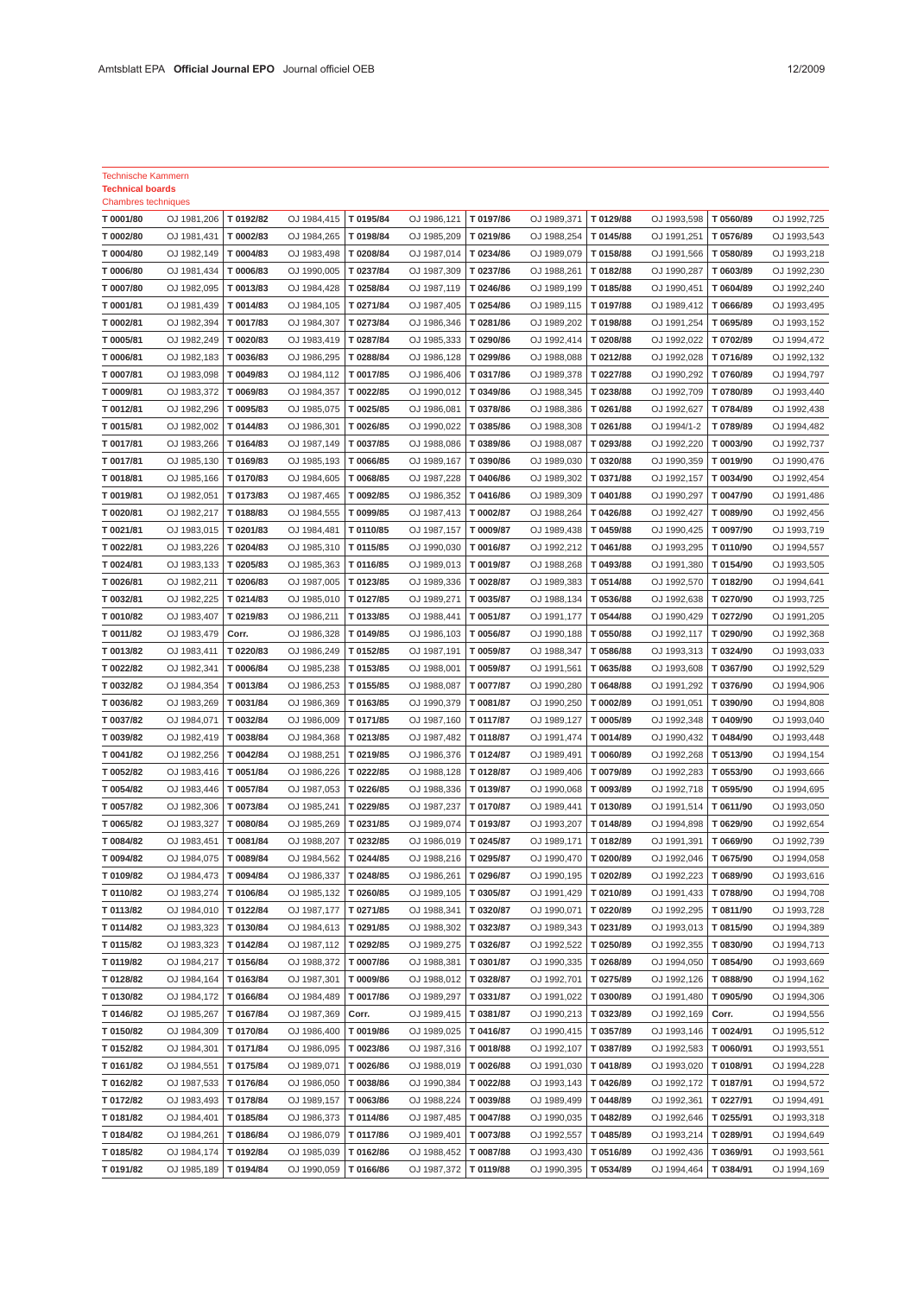Technische Kammern
**Technical boards**
Chambres techniques

| | | | | | | | | | |
|---|---|---|---|---|---|---|---|---|---|
| T 0001/80 | OJ 1981,206 | T 0192/82 | OJ 1984,415 | T 0195/84 | OJ 1986,121 | T 0197/86 | OJ 1989,371 | T 0129/88 | OJ 1993,598 | T 0560/89 | OJ 1992,725 |
| T 0002/80 | OJ 1981,431 | T 0002/83 | OJ 1984,265 | T 0198/84 | OJ 1985,209 | T 0219/86 | OJ 1988,254 | T 0145/88 | OJ 1991,251 | T 0576/89 | OJ 1993,543 |
| T 0004/80 | OJ 1982,149 | T 0004/83 | OJ 1983,498 | T 0208/84 | OJ 1987,014 | T 0234/86 | OJ 1989,079 | T 0158/88 | OJ 1991,566 | T 0580/89 | OJ 1993,218 |
| T 0006/80 | OJ 1981,434 | T 0006/83 | OJ 1990,005 | T 0237/84 | OJ 1987,309 | T 0237/86 | OJ 1988,261 | T 0182/88 | OJ 1990,287 | T 0603/89 | OJ 1992,230 |
| T 0007/80 | OJ 1982,095 | T 0013/83 | OJ 1984,428 | T 0258/84 | OJ 1987,119 | T 0246/86 | OJ 1989,199 | T 0185/88 | OJ 1990,451 | T 0604/89 | OJ 1992,240 |
| T 0001/81 | OJ 1981,439 | T 0014/83 | OJ 1984,105 | T 0271/84 | OJ 1987,405 | T 0254/86 | OJ 1989,115 | T 0197/88 | OJ 1989,412 | T 0666/89 | OJ 1993,495 |
| T 0002/81 | OJ 1982,394 | T 0017/83 | OJ 1984,307 | T 0273/84 | OJ 1986,346 | T 0281/86 | OJ 1989,202 | T 0198/88 | OJ 1991,254 | T 0695/89 | OJ 1993,152 |
| T 0005/81 | OJ 1982,249 | T 0020/83 | OJ 1983,419 | T 0287/84 | OJ 1985,333 | T 0290/86 | OJ 1992,414 | T 0208/88 | OJ 1992,022 | T 0702/89 | OJ 1994,472 |
| T 0006/81 | OJ 1982,183 | T 0036/83 | OJ 1986,295 | T 0288/84 | OJ 1986,128 | T 0299/86 | OJ 1988,088 | T 0212/88 | OJ 1992,028 | T 0716/89 | OJ 1992,132 |
| T 0007/81 | OJ 1983,098 | T 0049/83 | OJ 1984,112 | T 0017/85 | OJ 1986,406 | T 0317/86 | OJ 1989,378 | T 0227/88 | OJ 1990,292 | T 0760/89 | OJ 1994,797 |
| T 0009/81 | OJ 1983,372 | T 0069/83 | OJ 1984,357 | T 0022/85 | OJ 1990,012 | T 0349/86 | OJ 1988,345 | T 0238/88 | OJ 1992,709 | T 0780/89 | OJ 1993,440 |
| T 0012/81 | OJ 1982,296 | T 0095/83 | OJ 1985,075 | T 0025/85 | OJ 1986,081 | T 0378/86 | OJ 1988,386 | T 0261/88 | OJ 1992,627 | T 0784/89 | OJ 1992,438 |
| T 0015/81 | OJ 1982,002 | T 0144/83 | OJ 1986,301 | T 0026/85 | OJ 1990,022 | T 0385/86 | OJ 1988,308 | T 0261/88 | OJ 1994/1-2 | T 0789/89 | OJ 1994,482 |
| T 0017/81 | OJ 1983,266 | T 0164/83 | OJ 1987,149 | T 0037/85 | OJ 1988,086 | T 0389/86 | OJ 1988,087 | T 0293/88 | OJ 1992,220 | T 0003/90 | OJ 1992,737 |
| T 0017/81 | OJ 1985,130 | T 0169/83 | OJ 1985,193 | T 0066/85 | OJ 1989,167 | T 0390/86 | OJ 1989,030 | T 0320/88 | OJ 1990,359 | T 0019/90 | OJ 1990,476 |
| T 0018/81 | OJ 1985,166 | T 0170/83 | OJ 1984,605 | T 0068/85 | OJ 1987,228 | T 0406/86 | OJ 1989,302 | T 0371/88 | OJ 1992,157 | T 0034/90 | OJ 1992,454 |
| T 0019/81 | OJ 1982,051 | T 0173/83 | OJ 1987,465 | T 0092/85 | OJ 1986,352 | T 0416/86 | OJ 1989,309 | T 0401/88 | OJ 1990,297 | T 0047/90 | OJ 1991,486 |
| T 0020/81 | OJ 1982,217 | T 0188/83 | OJ 1984,555 | T 0099/85 | OJ 1987,413 | T 0002/87 | OJ 1988,264 | T 0426/88 | OJ 1992,427 | T 0089/90 | OJ 1992,456 |
| T 0021/81 | OJ 1983,015 | T 0201/83 | OJ 1984,481 | T 0110/85 | OJ 1987,157 | T 0009/87 | OJ 1989,438 | T 0459/88 | OJ 1990,425 | T 0097/90 | OJ 1993,719 |
| T 0022/81 | OJ 1983,226 | T 0204/83 | OJ 1985,310 | T 0115/85 | OJ 1990,030 | T 0016/87 | OJ 1992,212 | T 0461/88 | OJ 1993,295 | T 0110/90 | OJ 1994,557 |
| T 0024/81 | OJ 1983,133 | T 0205/83 | OJ 1985,363 | T 0116/85 | OJ 1989,013 | T 0019/87 | OJ 1988,268 | T 0493/88 | OJ 1991,380 | T 0154/90 | OJ 1993,505 |
| T 0026/81 | OJ 1982,211 | T 0206/83 | OJ 1987,005 | T 0123/85 | OJ 1989,336 | T 0028/87 | OJ 1989,383 | T 0514/88 | OJ 1992,570 | T 0182/90 | OJ 1994,641 |
| T 0032/81 | OJ 1982,225 | T 0214/83 | OJ 1985,010 | T 0127/85 | OJ 1989,271 | T 0035/87 | OJ 1988,134 | T 0536/88 | OJ 1992,638 | T 0270/90 | OJ 1993,725 |
| T 0010/82 | OJ 1983,407 | T 0219/83 | OJ 1986,211 | T 0133/85 | OJ 1988,441 | T 0051/87 | OJ 1991,177 | T 0544/88 | OJ 1990,429 | T 0272/90 | OJ 1991,205 |
| T 0011/82 | OJ 1983,479 | Corr. | OJ 1986,328 | T 0149/85 | OJ 1986,103 | T 0056/87 | OJ 1990,188 | T 0550/88 | OJ 1992,117 | T 0290/90 | OJ 1992,368 |
| T 0013/82 | OJ 1983,411 | T 0220/83 | OJ 1986,249 | T 0152/85 | OJ 1987,191 | T 0059/87 | OJ 1988,347 | T 0586/88 | OJ 1993,313 | T 0324/90 | OJ 1993,033 |
| T 0022/82 | OJ 1982,341 | T 0006/84 | OJ 1985,238 | T 0153/85 | OJ 1988,001 | T 0059/87 | OJ 1991,561 | T 0635/88 | OJ 1993,608 | T 0367/90 | OJ 1992,529 |
| T 0032/82 | OJ 1984,354 | T 0013/84 | OJ 1986,253 | T 0155/85 | OJ 1988,087 | T 0077/87 | OJ 1990,280 | T 0648/88 | OJ 1991,292 | T 0376/90 | OJ 1994,906 |
| T 0036/82 | OJ 1983,269 | T 0031/84 | OJ 1986,369 | T 0163/85 | OJ 1990,379 | T 0081/87 | OJ 1990,250 | T 0002/89 | OJ 1991,051 | T 0390/90 | OJ 1994,808 |
| T 0037/82 | OJ 1984,071 | T 0032/84 | OJ 1986,009 | T 0171/85 | OJ 1987,160 | T 0117/87 | OJ 1989,127 | T 0005/89 | OJ 1992,348 | T 0409/90 | OJ 1993,040 |
| T 0039/82 | OJ 1982,419 | T 0038/84 | OJ 1984,368 | T 0213/85 | OJ 1987,482 | T 0118/87 | OJ 1991,474 | T 0014/89 | OJ 1990,432 | T 0484/90 | OJ 1993,448 |
| T 0041/82 | OJ 1982,256 | T 0042/84 | OJ 1988,251 | T 0219/85 | OJ 1986,376 | T 0124/87 | OJ 1989,491 | T 0060/89 | OJ 1992,268 | T 0513/90 | OJ 1994,154 |
| T 0052/82 | OJ 1983,416 | T 0051/84 | OJ 1986,226 | T 0222/85 | OJ 1988,128 | T 0128/87 | OJ 1989,406 | T 0079/89 | OJ 1992,283 | T 0553/90 | OJ 1993,666 |
| T 0054/82 | OJ 1983,446 | T 0057/84 | OJ 1987,053 | T 0226/85 | OJ 1988,336 | T 0139/87 | OJ 1990,068 | T 0093/89 | OJ 1992,718 | T 0595/90 | OJ 1994,695 |
| T 0057/82 | OJ 1982,306 | T 0073/84 | OJ 1985,241 | T 0229/85 | OJ 1987,237 | T 0170/87 | OJ 1989,441 | T 0130/89 | OJ 1991,514 | T 0611/90 | OJ 1993,050 |
| T 0065/82 | OJ 1983,327 | T 0080/84 | OJ 1985,269 | T 0231/85 | OJ 1989,074 | T 0193/87 | OJ 1993,207 | T 0148/89 | OJ 1994,898 | T 0629/90 | OJ 1992,654 |
| T 0084/82 | OJ 1983,451 | T 0081/84 | OJ 1988,207 | T 0232/85 | OJ 1986,019 | T 0245/87 | OJ 1989,171 | T 0182/89 | OJ 1991,391 | T 0669/90 | OJ 1992,739 |
| T 0094/82 | OJ 1984,075 | T 0089/84 | OJ 1984,562 | T 0244/85 | OJ 1988,216 | T 0295/87 | OJ 1990,470 | T 0200/89 | OJ 1992,046 | T 0675/90 | OJ 1994,058 |
| T 0109/82 | OJ 1984,473 | T 0094/84 | OJ 1986,337 | T 0248/85 | OJ 1986,261 | T 0296/87 | OJ 1990,195 | T 0202/89 | OJ 1992,223 | T 0689/90 | OJ 1993,616 |
| T 0110/82 | OJ 1983,274 | T 0106/84 | OJ 1985,132 | T 0260/85 | OJ 1989,105 | T 0305/87 | OJ 1991,429 | T 0210/89 | OJ 1991,433 | T 0788/90 | OJ 1994,708 |
| T 0113/82 | OJ 1984,010 | T 0122/84 | OJ 1987,177 | T 0271/85 | OJ 1988,341 | T 0320/87 | OJ 1990,071 | T 0220/89 | OJ 1992,295 | T 0811/90 | OJ 1993,728 |
| T 0114/82 | OJ 1983,323 | T 0130/84 | OJ 1984,613 | T 0291/85 | OJ 1988,302 | T 0323/87 | OJ 1989,343 | T 0231/89 | OJ 1993,013 | T 0815/90 | OJ 1994,389 |
| T 0115/82 | OJ 1983,323 | T 0142/84 | OJ 1987,112 | T 0292/85 | OJ 1989,275 | T 0326/87 | OJ 1992,522 | T 0250/89 | OJ 1992,355 | T 0830/90 | OJ 1994,713 |
| T 0119/82 | OJ 1984,217 | T 0156/84 | OJ 1988,372 | T 0007/86 | OJ 1988,381 | T 0301/87 | OJ 1990,335 | T 0268/89 | OJ 1994,050 | T 0854/90 | OJ 1993,669 |
| T 0128/82 | OJ 1984,164 | T 0163/84 | OJ 1987,301 | T 0009/86 | OJ 1988,012 | T 0328/87 | OJ 1992,701 | T 0275/89 | OJ 1992,126 | T 0888/90 | OJ 1994,162 |
| T 0130/82 | OJ 1984,172 | T 0166/84 | OJ 1984,489 | T 0017/86 | OJ 1989,297 | T 0331/87 | OJ 1991,022 | T 0300/89 | OJ 1991,480 | T 0905/90 | OJ 1994,306 |
| T 0146/82 | OJ 1985,267 | T 0167/84 | OJ 1987,369 | Corr. | OJ 1989,415 | T 0381/87 | OJ 1990,213 | T 0323/89 | OJ 1992,169 | Corr. | OJ 1994,556 |
| T 0150/82 | OJ 1984,309 | T 0170/84 | OJ 1986,400 | T 0019/86 | OJ 1989,025 | T 0416/87 | OJ 1990,415 | T 0357/89 | OJ 1993,146 | T 0024/91 | OJ 1995,512 |
| T 0152/82 | OJ 1984,301 | T 0171/84 | OJ 1986,095 | T 0023/86 | OJ 1987,316 | T 0018/88 | OJ 1992,107 | T 0387/89 | OJ 1992,583 | T 0060/91 | OJ 1993,551 |
| T 0161/82 | OJ 1984,551 | T 0175/84 | OJ 1989,071 | T 0026/86 | OJ 1988,019 | T 0026/88 | OJ 1991,030 | T 0418/89 | OJ 1993,020 | T 0108/91 | OJ 1994,228 |
| T 0162/82 | OJ 1987,533 | T 0176/84 | OJ 1986,050 | T 0038/86 | OJ 1990,384 | T 0022/88 | OJ 1993,143 | T 0426/89 | OJ 1992,172 | T 0187/91 | OJ 1994,572 |
| T 0172/82 | OJ 1983,493 | T 0178/84 | OJ 1989,157 | T 0063/86 | OJ 1988,224 | T 0039/88 | OJ 1989,499 | T 0448/89 | OJ 1992,361 | T 0227/91 | OJ 1994,491 |
| T 0181/82 | OJ 1984,401 | T 0185/84 | OJ 1986,373 | T 0114/86 | OJ 1987,485 | T 0047/88 | OJ 1990,035 | T 0482/89 | OJ 1992,646 | T 0255/91 | OJ 1993,318 |
| T 0184/82 | OJ 1984,261 | T 0186/84 | OJ 1986,079 | T 0117/86 | OJ 1989,401 | T 0073/88 | OJ 1992,557 | T 0485/89 | OJ 1993,214 | T 0289/91 | OJ 1994,649 |
| T 0185/82 | OJ 1984,174 | T 0192/84 | OJ 1985,039 | T 0162/86 | OJ 1988,452 | T 0087/88 | OJ 1993,430 | T 0516/89 | OJ 1992,436 | T 0369/91 | OJ 1993,561 |
| T 0191/82 | OJ 1985,189 | T 0194/84 | OJ 1990,059 | T 0166/86 | OJ 1987,372 | T 0119/88 | OJ 1990,395 | T 0534/89 | OJ 1994,464 | T 0384/91 | OJ 1994,169 |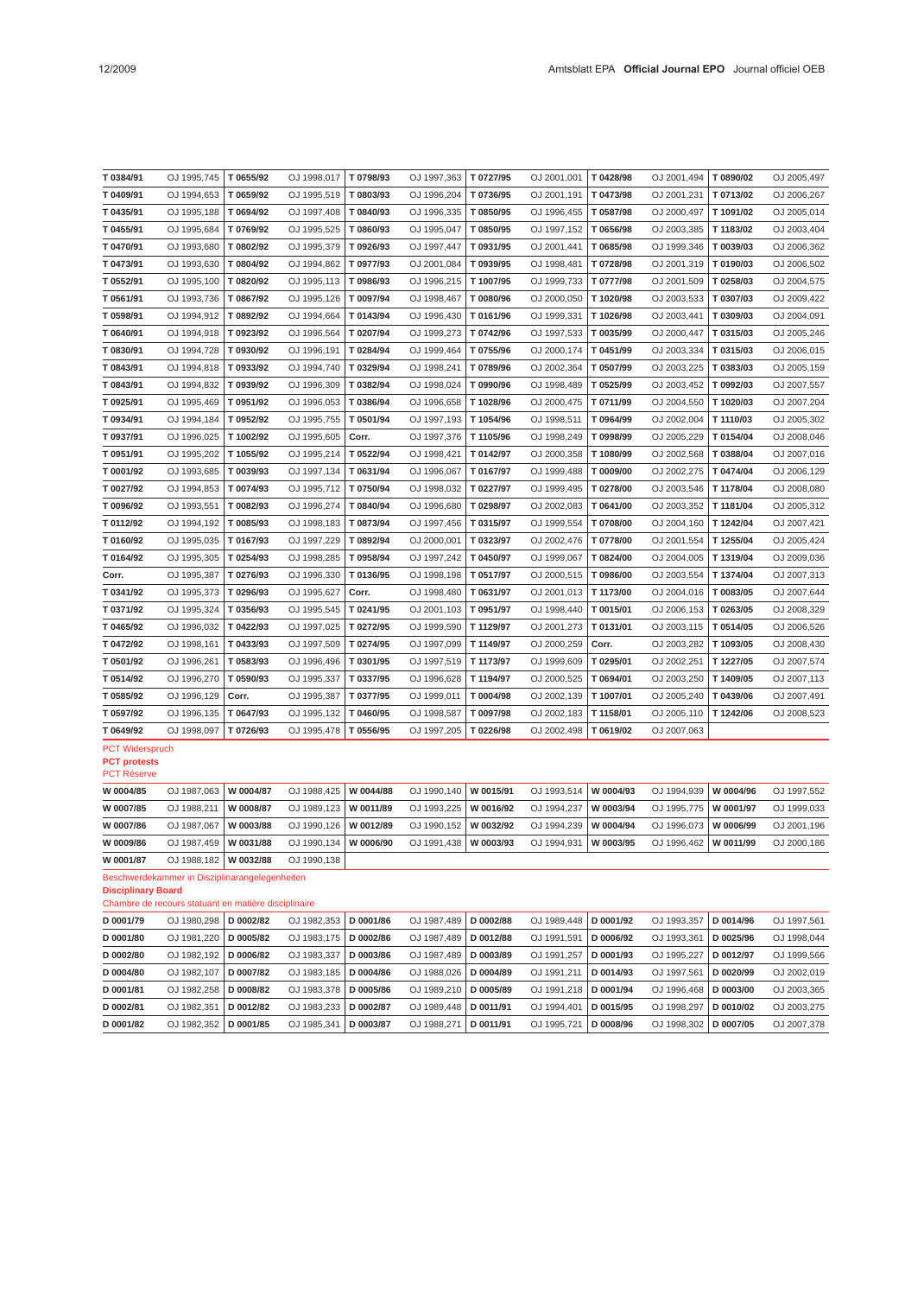| | | | | | | | | | | | |
|---|---|---|---|---|---|---|---|---|---|---|---|
| **T 0384/91** | OJ 1995,745 | **T 0655/92** | OJ 1998,017 | **T 0798/93** | OJ 1997,363 | **T 0727/95** | OJ 2001,001 | **T 0428/98** | OJ 2001,494 | **T 0890/02** | OJ 2005,497 |
| **T 0409/91** | OJ 1994,653 | **T 0659/92** | OJ 1995,519 | **T 0803/93** | OJ 1996,204 | **T 0736/95** | OJ 2001,191 | **T 0473/98** | OJ 2001,231 | **T 0713/02** | OJ 2006,267 |
| **T 0435/91** | OJ 1995,188 | **T 0694/92** | OJ 1997,408 | **T 0840/93** | OJ 1996,335 | **T 0850/95** | OJ 1996,455 | **T 0587/98** | OJ 2000,497 | **T 1091/02** | OJ 2005,014 |
| **T 0455/91** | OJ 1995,684 | **T 0769/92** | OJ 1995,525 | **T 0860/93** | OJ 1995,047 | **T 0850/95** | OJ 1997,152 | **T 0656/98** | OJ 2003,385 | **T 1183/02** | OJ 2003,404 |
| **T 0470/91** | OJ 1993,680 | **T 0802/92** | OJ 1995,379 | **T 0926/93** | OJ 1997,447 | **T 0931/95** | OJ 2001,441 | **T 0685/98** | OJ 1999,346 | **T 0039/03** | OJ 2006,362 |
| **T 0473/91** | OJ 1993,630 | **T 0804/92** | OJ 1994,862 | **T 0977/93** | OJ 2001,084 | **T 0939/95** | OJ 1998,481 | **T 0728/98** | OJ 2001,319 | **T 0190/03** | OJ 2006,502 |
| **T 0552/91** | OJ 1995,100 | **T 0820/92** | OJ 1995,113 | **T 0986/93** | OJ 1996,215 | **T 1007/95** | OJ 1999,733 | **T 0777/98** | OJ 2001,509 | **T 0258/03** | OJ 2004,575 |
| **T 0561/91** | OJ 1993,736 | **T 0867/92** | OJ 1995,126 | **T 0097/94** | OJ 1998,467 | **T 0080/96** | OJ 2000,050 | **T 1020/98** | OJ 2003,533 | **T 0307/03** | OJ 2009,422 |
| **T 0598/91** | OJ 1994,912 | **T 0892/92** | OJ 1994,664 | **T 0143/94** | OJ 1996,430 | **T 0161/96** | OJ 1999,331 | **T 1026/98** | OJ 2003,441 | **T 0309/03** | OJ 2004,091 |
| **T 0640/91** | OJ 1994,918 | **T 0923/92** | OJ 1996,564 | **T 0207/94** | OJ 1999,273 | **T 0742/96** | OJ 1997,533 | **T 0035/99** | OJ 2000,447 | **T 0315/03** | OJ 2005,246 |
| **T 0830/91** | OJ 1994,728 | **T 0930/92** | OJ 1996,191 | **T 0284/94** | OJ 1999,464 | **T 0755/96** | OJ 2000,174 | **T 0451/99** | OJ 2003,334 | **T 0315/03** | OJ 2006,015 |
| **T 0843/91** | OJ 1994,818 | **T 0933/92** | OJ 1994,740 | **T 0329/94** | OJ 1998,241 | **T 0789/96** | OJ 2002,364 | **T 0507/99** | OJ 2003,225 | **T 0383/03** | OJ 2005,159 |
| **T 0843/91** | OJ 1994,832 | **T 0939/92** | OJ 1996,309 | **T 0382/94** | OJ 1998,024 | **T 0990/96** | OJ 1998,489 | **T 0525/99** | OJ 2003,452 | **T 0992/03** | OJ 2007,557 |
| **T 0925/91** | OJ 1995,469 | **T 0951/92** | OJ 1996,053 | **T 0386/94** | OJ 1996,658 | **T 1028/96** | OJ 2000,475 | **T 0711/99** | OJ 2004,550 | **T 1020/03** | OJ 2007,204 |
| **T 0934/91** | OJ 1994,184 | **T 0952/92** | OJ 1995,755 | **T 0501/94** | OJ 1997,193 | **T 1054/96** | OJ 1998,511 | **T 0964/99** | OJ 2002,004 | **T 1110/03** | OJ 2005,302 |
| **T 0937/91** | OJ 1996,025 | **T 1002/92** | OJ 1995,605 | **Corr.** | OJ 1997,376 | **T 1105/96** | OJ 1998,249 | **T 0998/99** | OJ 2005,229 | **T 0154/04** | OJ 2008,046 |
| **T 0951/91** | OJ 1995,202 | **T 1055/92** | OJ 1995,214 | **T 0522/94** | OJ 1998,421 | **T 0142/97** | OJ 2000,358 | **T 1080/99** | OJ 2002,568 | **T 0388/04** | OJ 2007,016 |
| **T 0001/92** | OJ 1993,685 | **T 0039/93** | OJ 1997,134 | **T 0631/94** | OJ 1996,067 | **T 0167/97** | OJ 1999,488 | **T 0009/00** | OJ 2002,275 | **T 0474/04** | OJ 2006,129 |
| **T 0027/92** | OJ 1994,853 | **T 0074/93** | OJ 1995,712 | **T 0750/94** | OJ 1998,032 | **T 0227/97** | OJ 1999,495 | **T 0278/00** | OJ 2003,546 | **T 1178/04** | OJ 2008,080 |
| **T 0096/92** | OJ 1993,551 | **T 0082/93** | OJ 1996,274 | **T 0840/94** | OJ 1996,680 | **T 0298/97** | OJ 2002,083 | **T 0641/00** | OJ 2003,352 | **T 1181/04** | OJ 2005,312 |
| **T 0112/92** | OJ 1994,192 | **T 0085/93** | OJ 1998,183 | **T 0873/94** | OJ 1997,456 | **T 0315/97** | OJ 1999,554 | **T 0708/00** | OJ 2004,160 | **T 1242/04** | OJ 2007,421 |
| **T 0160/92** | OJ 1995,035 | **T 0167/93** | OJ 1997,229 | **T 0892/94** | OJ 2000,001 | **T 0323/97** | OJ 2002,476 | **T 0778/00** | OJ 2001,554 | **T 1255/04** | OJ 2005,424 |
| **T 0164/92** | OJ 1995,305 | **T 0254/93** | OJ 1998,285 | **T 0958/94** | OJ 1997,242 | **T 0450/97** | OJ 1999,067 | **T 0824/00** | OJ 2004,005 | **T 1319/04** | OJ 2009,036 |
| **Corr.** | OJ 1995,387 | **T 0276/93** | OJ 1996,330 | **T 0136/95** | OJ 1998,198 | **T 0517/97** | OJ 2000,515 | **T 0986/00** | OJ 2003,554 | **T 1374/04** | OJ 2007,313 |
| **T 0341/92** | OJ 1995,373 | **T 0296/93** | OJ 1995,627 | **Corr.** | OJ 1998,480 | **T 0631/97** | OJ 2001,013 | **T 1173/00** | OJ 2004,016 | **T 0083/05** | OJ 2007,644 |
| **T 0371/92** | OJ 1995,324 | **T 0356/93** | OJ 1995,545 | **T 0241/95** | OJ 2001,103 | **T 0951/97** | OJ 1998,440 | **T 0015/01** | OJ 2006,153 | **T 0263/05** | OJ 2008,329 |
| **T 0465/92** | OJ 1996,032 | **T 0422/93** | OJ 1997,025 | **T 0272/95** | OJ 1999,590 | **T 1129/97** | OJ 2001,273 | **T 0131/01** | OJ 2003,115 | **T 0514/05** | OJ 2006,526 |
| **T 0472/92** | OJ 1998,161 | **T 0433/93** | OJ 1997,509 | **T 0274/95** | OJ 1997,099 | **T 1149/97** | OJ 2000,259 | **Corr.** | OJ 2003,282 | **T 1093/05** | OJ 2008,430 |
| **T 0501/92** | OJ 1996,261 | **T 0583/93** | OJ 1996,496 | **T 0301/95** | OJ 1997,519 | **T 1173/97** | OJ 1999,609 | **T 0295/01** | OJ 2002,251 | **T 1227/05** | OJ 2007,574 |
| **T 0514/92** | OJ 1996,270 | **T 0590/93** | OJ 1995,337 | **T 0337/95** | OJ 1996,628 | **T 1194/97** | OJ 2000,525 | **T 0694/01** | OJ 2003,250 | **T 1409/05** | OJ 2007,113 |
| **T 0585/92** | OJ 1996,129 | **Corr.** | OJ 1995,387 | **T 0377/95** | OJ 1999,011 | **T 0004/98** | OJ 2002,139 | **T 1007/01** | OJ 2005,240 | **T 0439/06** | OJ 2007,491 |
| **T 0597/92** | OJ 1996,135 | **T 0647/93** | OJ 1995,132 | **T 0460/95** | OJ 1998,587 | **T 0097/98** | OJ 2002,183 | **T 1158/01** | OJ 2005,110 | **T 1242/06** | OJ 2008,523 |
| **T 0649/92** | OJ 1998,097 | **T 0726/93** | OJ 1995,478 | **T 0556/95** | OJ 1997,205 | **T 0226/98** | OJ 2002,498 | **T 0619/02** | OJ 2007,063 | | |

PCT Widerspruch
**PCT protests**
PCT Réserve

| | | | | | | | | | | | |
|---|---|---|---|---|---|---|---|---|---|---|---|
| **W 0004/85** | OJ 1987,063 | **W 0004/87** | OJ 1988,425 | **W 0044/88** | OJ 1990,140 | **W 0015/91** | OJ 1993,514 | **W 0004/93** | OJ 1994,939 | **W 0004/96** | OJ 1997,552 |
| **W 0007/85** | OJ 1988,211 | **W 0008/87** | OJ 1989,123 | **W 0011/89** | OJ 1993,225 | **W 0016/92** | OJ 1994,237 | **W 0003/94** | OJ 1995,775 | **W 0001/97** | OJ 1999,033 |
| **W 0007/86** | OJ 1987,067 | **W 0003/88** | OJ 1990,126 | **W 0012/89** | OJ 1990,152 | **W 0032/92** | OJ 1994,239 | **W 0004/94** | OJ 1996,073 | **W 0006/99** | OJ 2001,196 |
| **W 0009/86** | OJ 1987,459 | **W 0031/88** | OJ 1990,134 | **W 0006/90** | OJ 1991,438 | **W 0003/93** | OJ 1994,931 | **W 0003/95** | OJ 1996,462 | **W 0011/99** | OJ 2000,186 |
| **W 0001/87** | OJ 1988,182 | **W 0032/88** | OJ 1990,138 | | | | | | | | |

Beschwerdekammer in Disziplinarangelegenheiten
**Disciplinary Board**
Chambre de recours statuant en matière disciplinaire

| | | | | | | | | | | | |
|---|---|---|---|---|---|---|---|---|---|---|---|
| **D 0001/79** | OJ 1980,298 | **D 0002/82** | OJ 1982,353 | **D 0001/86** | OJ 1987,489 | **D 0002/88** | OJ 1989,448 | **D 0001/92** | OJ 1993,357 | **D 0014/96** | OJ 1997,561 |
| **D 0001/80** | OJ 1981,220 | **D 0005/82** | OJ 1983,175 | **D 0002/86** | OJ 1987,489 | **D 0012/88** | OJ 1991,591 | **D 0006/92** | OJ 1993,361 | **D 0025/96** | OJ 1998,044 |
| **D 0002/80** | OJ 1982,192 | **D 0006/82** | OJ 1983,337 | **D 0003/86** | OJ 1987,489 | **D 0003/89** | OJ 1991,257 | **D 0001/93** | OJ 1995,227 | **D 0012/97** | OJ 1999,566 |
| **D 0004/80** | OJ 1982,107 | **D 0007/82** | OJ 1983,185 | **D 0004/86** | OJ 1988,026 | **D 0004/89** | OJ 1991,211 | **D 0014/93** | OJ 1997,561 | **D 0020/99** | OJ 2002,019 |
| **D 0001/81** | OJ 1982,258 | **D 0008/82** | OJ 1983,378 | **D 0005/86** | OJ 1989,210 | **D 0005/89** | OJ 1991,218 | **D 0001/94** | OJ 1996,468 | **D 0003/00** | OJ 2003,365 |
| **D 0002/81** | OJ 1982,351 | **D 0012/82** | OJ 1983,233 | **D 0002/87** | OJ 1989,448 | **D 0011/91** | OJ 1994,401 | **D 0015/95** | OJ 1998,297 | **D 0010/02** | OJ 2003,275 |
| **D 0001/82** | OJ 1982,352 | **D 0001/85** | OJ 1985,341 | **D 0003/87** | OJ 1988,271 | **D 0011/91** | OJ 1995,721 | **D 0008/96** | OJ 1998,302 | **D 0007/05** | OJ 2007,378 |